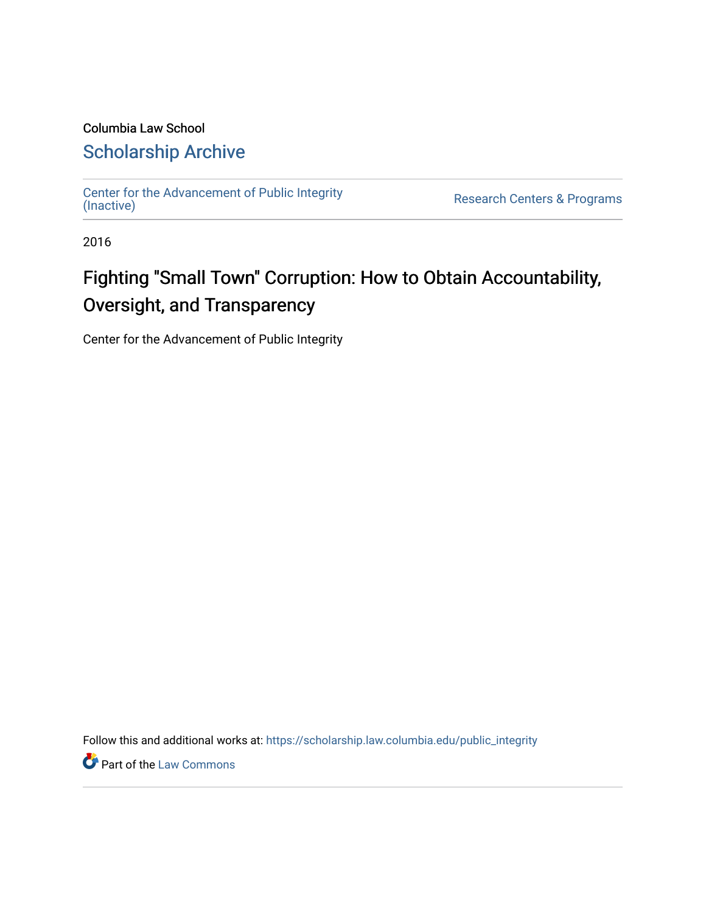Columbia Law School

## Scholarship Archive

Center for the Advancement of Public Integrity (Inactive)

Research Centers & Programs

2016

# Fighting "Small Town" Corruption: How to Obtain Accountability, Oversight, and Transparency

Center for the Advancement of Public Integrity

Follow this and additional works at: https://scholarship.law.columbia.edu/public_integrity

Part of the Law Commons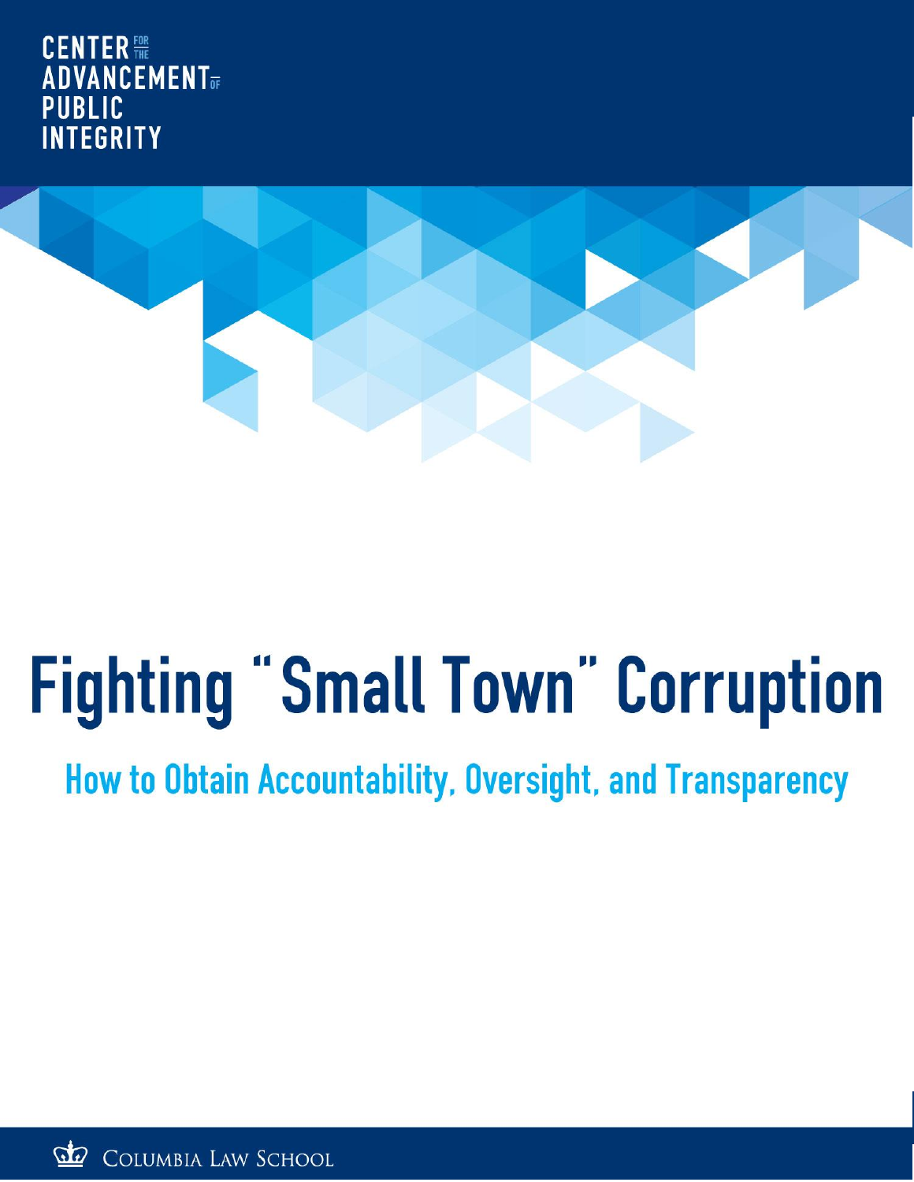CENTER FOR THE ADVANCEMENT OF PUBLIC INTEGRITY

# Fighting "Small Town" Corruption

## How to Obtain Accountability, Oversight, and Transparency

COLUMBIA LAW SCHOOL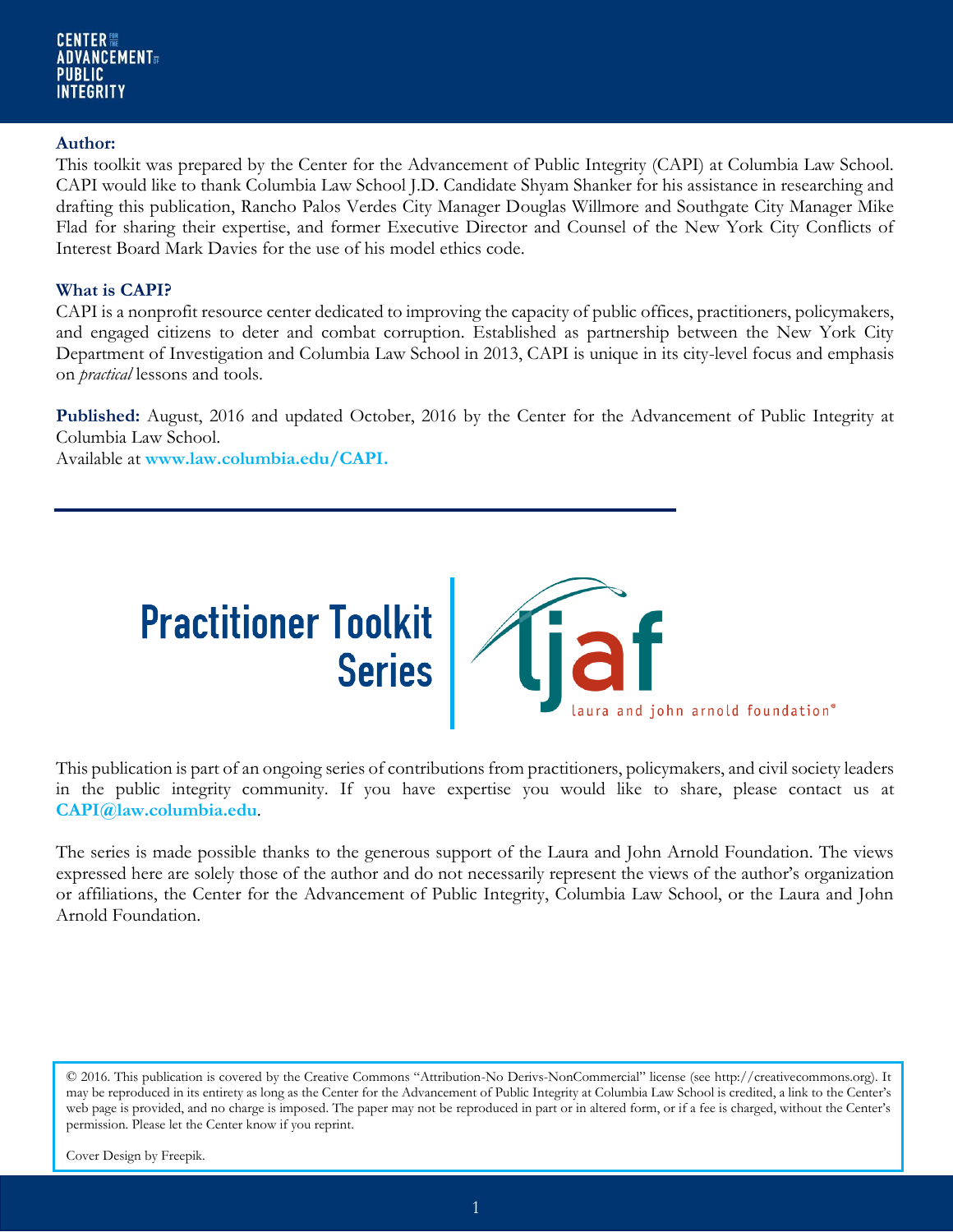**Author:**
This toolkit was prepared by the Center for the Advancement of Public Integrity (CAPI) at Columbia Law School. CAPI would like to thank Columbia Law School J.D. Candidate Shyam Shanker for his assistance in researching and drafting this publication, Rancho Palos Verdes City Manager Douglas Willmore and Southgate City Manager Mike Flad for sharing their expertise, and former Executive Director and Counsel of the New York City Conflicts of Interest Board Mark Davies for the use of his model ethics code.

**What is CAPI?**
CAPI is a nonprofit resource center dedicated to improving the capacity of public offices, practitioners, policymakers, and engaged citizens to deter and combat corruption. Established as partnership between the New York City Department of Investigation and Columbia Law School in 2013, CAPI is unique in its city-level focus and emphasis on *practical* lessons and tools.

**Published:** August, 2016 and updated October, 2016 by the Center for the Advancement of Public Integrity at Columbia Law School.
Available at **www.law.columbia.edu/CAPI.**

**Practitioner Toolkit Series**

This publication is part of an ongoing series of contributions from practitioners, policymakers, and civil society leaders in the public integrity community. If you have expertise you would like to share, please contact us at **CAPI@law.columbia.edu**.

The series is made possible thanks to the generous support of the Laura and John Arnold Foundation. The views expressed here are solely those of the author and do not necessarily represent the views of the author's organization or affiliations, the Center for the Advancement of Public Integrity, Columbia Law School, or the Laura and John Arnold Foundation.

© 2016. This publication is covered by the Creative Commons "Attribution-No Derivs-NonCommercial" license (see http://creativecommons.org). It may be reproduced in its entirety as long as the Center for the Advancement of Public Integrity at Columbia Law School is credited, a link to the Center's web page is provided, and no charge is imposed. The paper may not be reproduced in part or in altered form, or if a fee is charged, without the Center's permission. Please let the Center know if you reprint.

Cover Design by Freepik.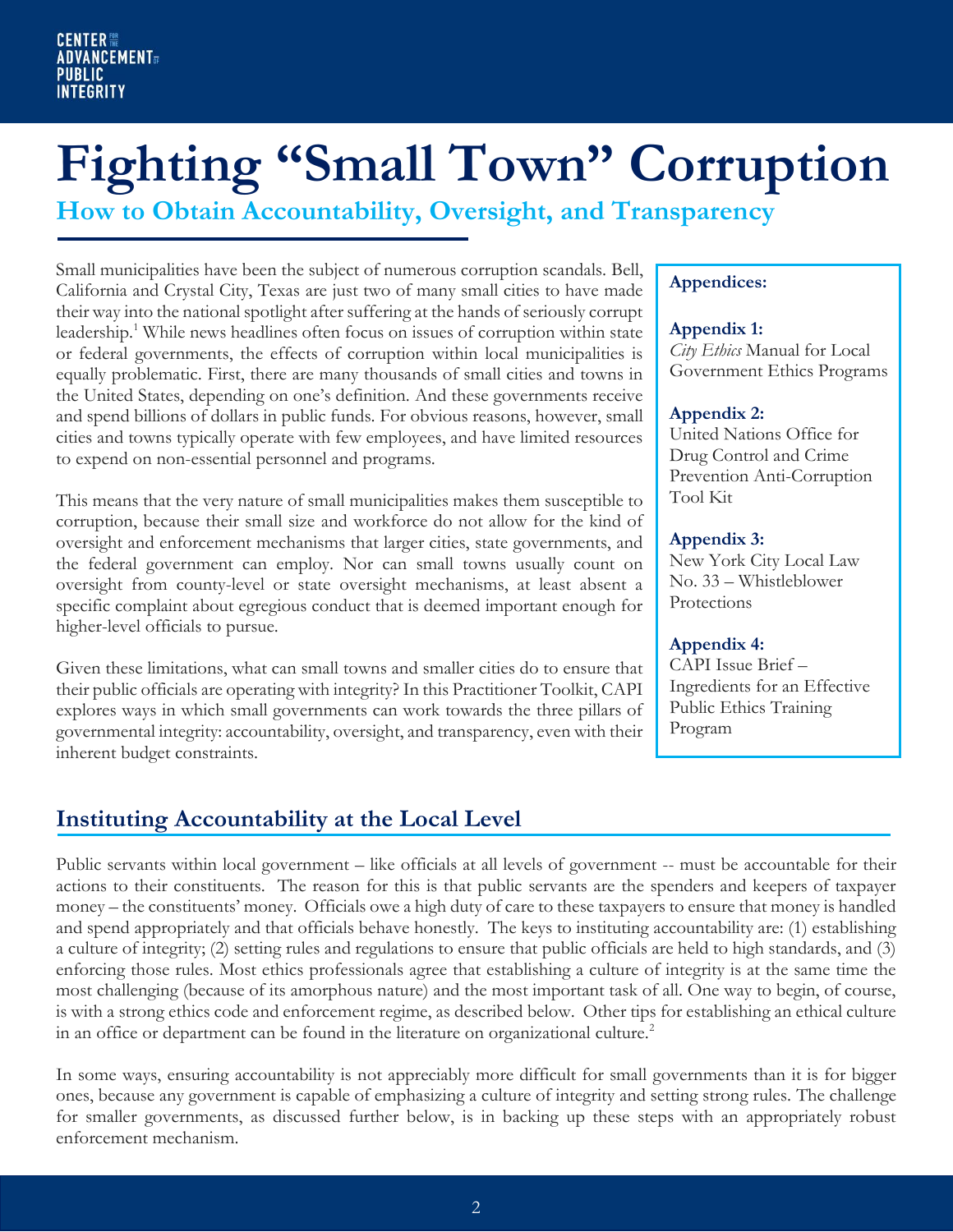CENTER FOR THE ADVANCEMENT OF PUBLIC INTEGRITY

# Fighting "Small Town" Corruption

## How to Obtain Accountability, Oversight, and Transparency

Small municipalities have been the subject of numerous corruption scandals. Bell, California and Crystal City, Texas are just two of many small cities to have made their way into the national spotlight after suffering at the hands of seriously corrupt leadership.[1] While news headlines often focus on issues of corruption within state or federal governments, the effects of corruption within local municipalities is equally problematic. First, there are many thousands of small cities and towns in the United States, depending on one's definition. And these governments receive and spend billions of dollars in public funds. For obvious reasons, however, small cities and towns typically operate with few employees, and have limited resources to expend on non-essential personnel and programs.

This means that the very nature of small municipalities makes them susceptible to corruption, because their small size and workforce do not allow for the kind of oversight and enforcement mechanisms that larger cities, state governments, and the federal government can employ. Nor can small towns usually count on oversight from county-level or state oversight mechanisms, at least absent a specific complaint about egregious conduct that is deemed important enough for higher-level officials to pursue.

Given these limitations, what can small towns and smaller cities do to ensure that their public officials are operating with integrity? In this Practitioner Toolkit, CAPI explores ways in which small governments can work towards the three pillars of governmental integrity: accountability, oversight, and transparency, even with their inherent budget constraints.

**Appendices:**

**Appendix 1:**
*City Ethics* Manual for Local Government Ethics Programs

**Appendix 2:**
United Nations Office for Drug Control and Crime Prevention Anti-Corruption Tool Kit

**Appendix 3:**
New York City Local Law No. 33 – Whistleblower Protections

**Appendix 4:**
CAPI Issue Brief – Ingredients for an Effective Public Ethics Training Program

## Instituting Accountability at the Local Level

Public servants within local government – like officials at all levels of government -- must be accountable for their actions to their constituents. The reason for this is that public servants are the spenders and keepers of taxpayer money – the constituents' money. Officials owe a high duty of care to these taxpayers to ensure that money is handled and spend appropriately and that officials behave honestly. The keys to instituting accountability are: (1) establishing a culture of integrity; (2) setting rules and regulations to ensure that public officials are held to high standards, and (3) enforcing those rules. Most ethics professionals agree that establishing a culture of integrity is at the same time the most challenging (because of its amorphous nature) and the most important task of all. One way to begin, of course, is with a strong ethics code and enforcement regime, as described below. Other tips for establishing an ethical culture in an office or department can be found in the literature on organizational culture.[2]

In some ways, ensuring accountability is not appreciably more difficult for small governments than it is for bigger ones, because any government is capable of emphasizing a culture of integrity and setting strong rules. The challenge for smaller governments, as discussed further below, is in backing up these steps with an appropriately robust enforcement mechanism.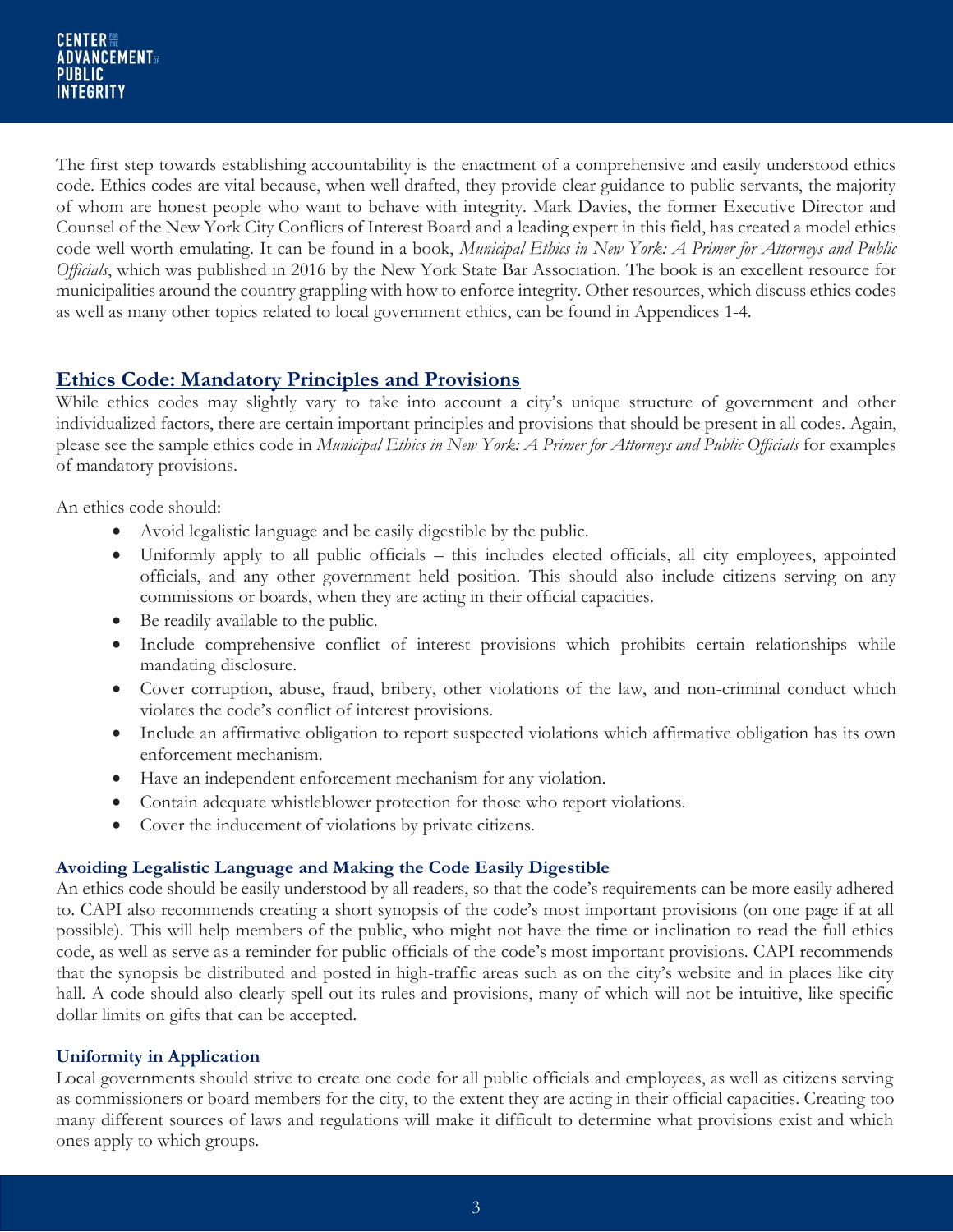The first step towards establishing accountability is the enactment of a comprehensive and easily understood ethics code. Ethics codes are vital because, when well drafted, they provide clear guidance to public servants, the majority of whom are honest people who want to behave with integrity. Mark Davies, the former Executive Director and Counsel of the New York City Conflicts of Interest Board and a leading expert in this field, has created a model ethics code well worth emulating. It can be found in a book, *Municipal Ethics in New York: A Primer for Attorneys and Public Officials*, which was published in 2016 by the New York State Bar Association. The book is an excellent resource for municipalities around the country grappling with how to enforce integrity. Other resources, which discuss ethics codes as well as many other topics related to local government ethics, can be found in Appendices 1-4.

## Ethics Code: Mandatory Principles and Provisions

While ethics codes may slightly vary to take into account a city's unique structure of government and other individualized factors, there are certain important principles and provisions that should be present in all codes. Again, please see the sample ethics code in *Municipal Ethics in New York: A Primer for Attorneys and Public Officials* for examples of mandatory provisions.

An ethics code should:

- Avoid legalistic language and be easily digestible by the public.
- Uniformly apply to all public officials – this includes elected officials, all city employees, appointed officials, and any other government held position. This should also include citizens serving on any commissions or boards, when they are acting in their official capacities.
- Be readily available to the public.
- Include comprehensive conflict of interest provisions which prohibits certain relationships while mandating disclosure.
- Cover corruption, abuse, fraud, bribery, other violations of the law, and non-criminal conduct which violates the code's conflict of interest provisions.
- Include an affirmative obligation to report suspected violations which affirmative obligation has its own enforcement mechanism.
- Have an independent enforcement mechanism for any violation.
- Contain adequate whistleblower protection for those who report violations.
- Cover the inducement of violations by private citizens.

### Avoiding Legalistic Language and Making the Code Easily Digestible

An ethics code should be easily understood by all readers, so that the code's requirements can be more easily adhered to. CAPI also recommends creating a short synopsis of the code's most important provisions (on one page if at all possible). This will help members of the public, who might not have the time or inclination to read the full ethics code, as well as serve as a reminder for public officials of the code's most important provisions. CAPI recommends that the synopsis be distributed and posted in high-traffic areas such as on the city's website and in places like city hall. A code should also clearly spell out its rules and provisions, many of which will not be intuitive, like specific dollar limits on gifts that can be accepted.

### Uniformity in Application

Local governments should strive to create one code for all public officials and employees, as well as citizens serving as commissioners or board members for the city, to the extent they are acting in their official capacities. Creating too many different sources of laws and regulations will make it difficult to determine what provisions exist and which ones apply to which groups.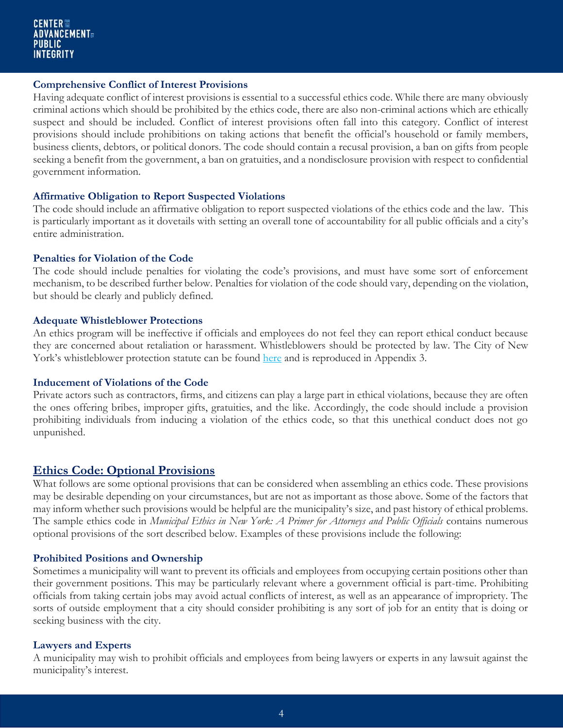### Comprehensive Conflict of Interest Provisions

Having adequate conflict of interest provisions is essential to a successful ethics code. While there are many obviously criminal actions which should be prohibited by the ethics code, there are also non-criminal actions which are ethically suspect and should be included. Conflict of interest provisions often fall into this category. Conflict of interest provisions should include prohibitions on taking actions that benefit the official's household or family members, business clients, debtors, or political donors. The code should contain a recusal provision, a ban on gifts from people seeking a benefit from the government, a ban on gratuities, and a nondisclosure provision with respect to confidential government information.

### Affirmative Obligation to Report Suspected Violations

The code should include an affirmative obligation to report suspected violations of the ethics code and the law. This is particularly important as it dovetails with setting an overall tone of accountability for all public officials and a city's entire administration.

### Penalties for Violation of the Code

The code should include penalties for violating the code's provisions, and must have some sort of enforcement mechanism, to be described further below. Penalties for violation of the code should vary, depending on the violation, but should be clearly and publicly defined.

### Adequate Whistleblower Protections

An ethics program will be ineffective if officials and employees do not feel they can report ethical conduct because they are concerned about retaliation or harassment. Whistleblowers should be protected by law. The City of New York's whistleblower protection statute can be found here and is reproduced in Appendix 3.

### Inducement of Violations of the Code

Private actors such as contractors, firms, and citizens can play a large part in ethical violations, because they are often the ones offering bribes, improper gifts, gratuities, and the like. Accordingly, the code should include a provision prohibiting individuals from inducing a violation of the ethics code, so that this unethical conduct does not go unpunished.

## Ethics Code: Optional Provisions

What follows are some optional provisions that can be considered when assembling an ethics code. These provisions may be desirable depending on your circumstances, but are not as important as those above. Some of the factors that may inform whether such provisions would be helpful are the municipality's size, and past history of ethical problems. The sample ethics code in *Municipal Ethics in New York: A Primer for Attorneys and Public Officials* contains numerous optional provisions of the sort described below. Examples of these provisions include the following:

### Prohibited Positions and Ownership

Sometimes a municipality will want to prevent its officials and employees from occupying certain positions other than their government positions. This may be particularly relevant where a government official is part-time. Prohibiting officials from taking certain jobs may avoid actual conflicts of interest, as well as an appearance of impropriety. The sorts of outside employment that a city should consider prohibiting is any sort of job for an entity that is doing or seeking business with the city.

### Lawyers and Experts

A municipality may wish to prohibit officials and employees from being lawyers or experts in any lawsuit against the municipality's interest.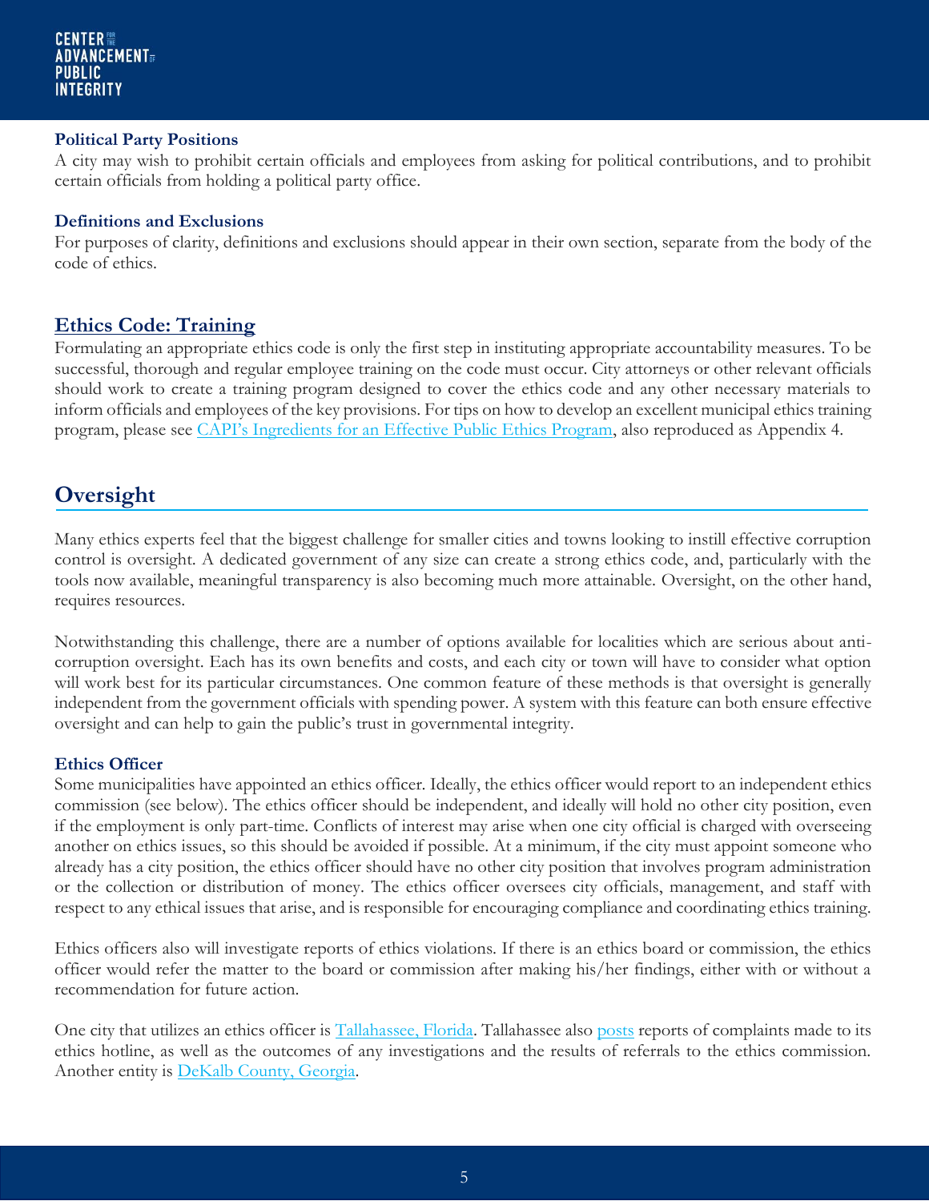### Political Party Positions

A city may wish to prohibit certain officials and employees from asking for political contributions, and to prohibit certain officials from holding a political party office.

### Definitions and Exclusions

For purposes of clarity, definitions and exclusions should appear in their own section, separate from the body of the code of ethics.

## Ethics Code: Training

Formulating an appropriate ethics code is only the first step in instituting appropriate accountability measures. To be successful, thorough and regular employee training on the code must occur. City attorneys or other relevant officials should work to create a training program designed to cover the ethics code and any other necessary materials to inform officials and employees of the key provisions. For tips on how to develop an excellent municipal ethics training program, please see CAPI's Ingredients for an Effective Public Ethics Program, also reproduced as Appendix 4.

# Oversight

Many ethics experts feel that the biggest challenge for smaller cities and towns looking to instill effective corruption control is oversight. A dedicated government of any size can create a strong ethics code, and, particularly with the tools now available, meaningful transparency is also becoming much more attainable. Oversight, on the other hand, requires resources.

Notwithstanding this challenge, there are a number of options available for localities which are serious about anti-corruption oversight. Each has its own benefits and costs, and each city or town will have to consider what option will work best for its particular circumstances. One common feature of these methods is that oversight is generally independent from the government officials with spending power. A system with this feature can both ensure effective oversight and can help to gain the public's trust in governmental integrity.

### Ethics Officer

Some municipalities have appointed an ethics officer. Ideally, the ethics officer would report to an independent ethics commission (see below). The ethics officer should be independent, and ideally will hold no other city position, even if the employment is only part-time. Conflicts of interest may arise when one city official is charged with overseeing another on ethics issues, so this should be avoided if possible. At a minimum, if the city must appoint someone who already has a city position, the ethics officer should have no other city position that involves program administration or the collection or distribution of money. The ethics officer oversees city officials, management, and staff with respect to any ethical issues that arise, and is responsible for encouraging compliance and coordinating ethics training.

Ethics officers also will investigate reports of ethics violations. If there is an ethics board or commission, the ethics officer would refer the matter to the board or commission after making his/her findings, either with or without a recommendation for future action.

One city that utilizes an ethics officer is Tallahassee, Florida. Tallahassee also posts reports of complaints made to its ethics hotline, as well as the outcomes of any investigations and the results of referrals to the ethics commission. Another entity is DeKalb County, Georgia.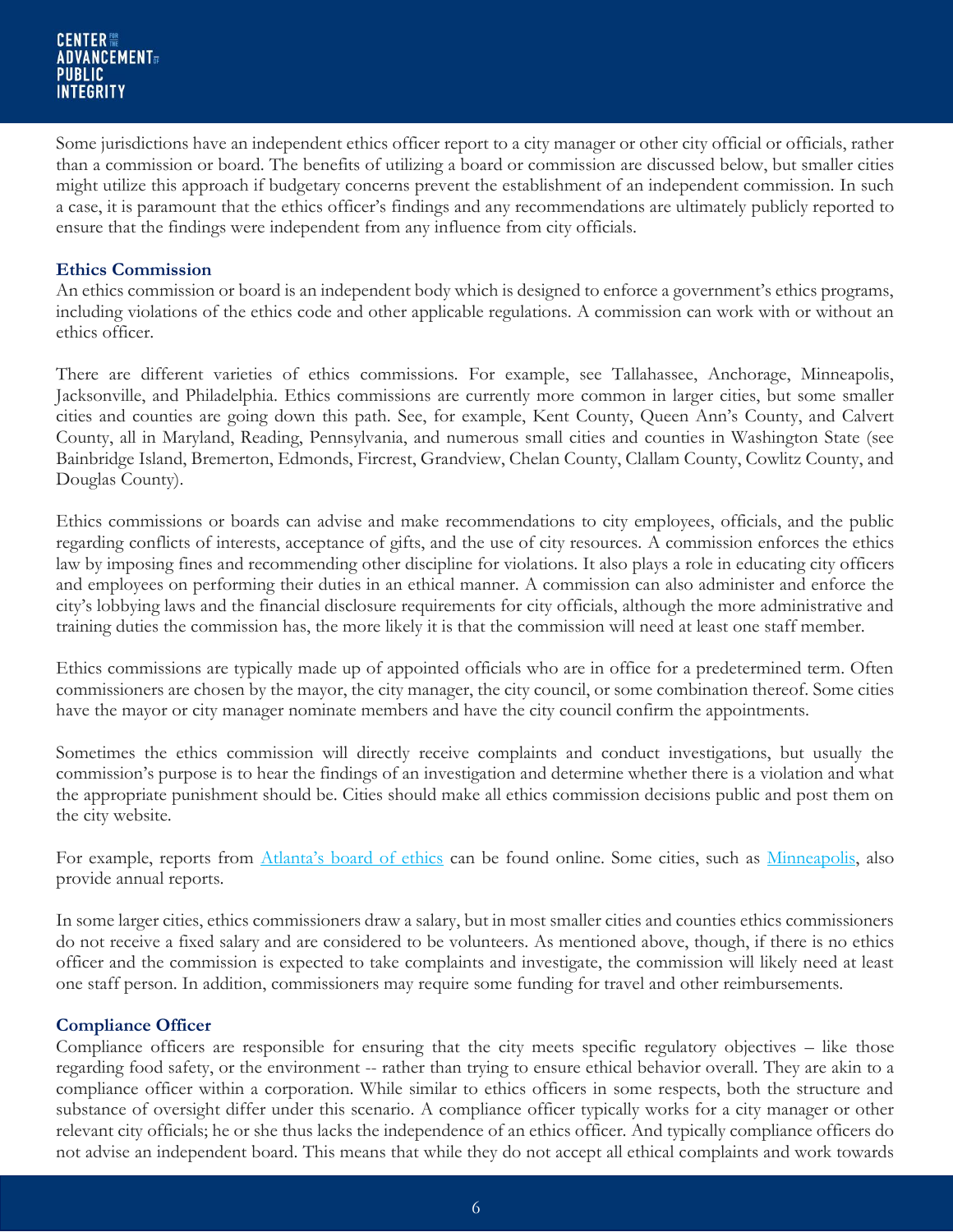Some jurisdictions have an independent ethics officer report to a city manager or other city official or officials, rather than a commission or board. The benefits of utilizing a board or commission are discussed below, but smaller cities might utilize this approach if budgetary concerns prevent the establishment of an independent commission. In such a case, it is paramount that the ethics officer's findings and any recommendations are ultimately publicly reported to ensure that the findings were independent from any influence from city officials.

### Ethics Commission

An ethics commission or board is an independent body which is designed to enforce a government's ethics programs, including violations of the ethics code and other applicable regulations. A commission can work with or without an ethics officer.

There are different varieties of ethics commissions. For example, see Tallahassee, Anchorage, Minneapolis, Jacksonville, and Philadelphia. Ethics commissions are currently more common in larger cities, but some smaller cities and counties are going down this path. See, for example, Kent County, Queen Ann's County, and Calvert County, all in Maryland, Reading, Pennsylvania, and numerous small cities and counties in Washington State (see Bainbridge Island, Bremerton, Edmonds, Fircrest, Grandview, Chelan County, Clallam County, Cowlitz County, and Douglas County).

Ethics commissions or boards can advise and make recommendations to city employees, officials, and the public regarding conflicts of interests, acceptance of gifts, and the use of city resources. A commission enforces the ethics law by imposing fines and recommending other discipline for violations. It also plays a role in educating city officers and employees on performing their duties in an ethical manner. A commission can also administer and enforce the city's lobbying laws and the financial disclosure requirements for city officials, although the more administrative and training duties the commission has, the more likely it is that the commission will need at least one staff member.

Ethics commissions are typically made up of appointed officials who are in office for a predetermined term. Often commissioners are chosen by the mayor, the city manager, the city council, or some combination thereof. Some cities have the mayor or city manager nominate members and have the city council confirm the appointments.

Sometimes the ethics commission will directly receive complaints and conduct investigations, but usually the commission's purpose is to hear the findings of an investigation and determine whether there is a violation and what the appropriate punishment should be. Cities should make all ethics commission decisions public and post them on the city website.

For example, reports from [Atlanta's board of ethics] can be found online. Some cities, such as [Minneapolis], also provide annual reports.

In some larger cities, ethics commissioners draw a salary, but in most smaller cities and counties ethics commissioners do not receive a fixed salary and are considered to be volunteers. As mentioned above, though, if there is no ethics officer and the commission is expected to take complaints and investigate, the commission will likely need at least one staff person. In addition, commissioners may require some funding for travel and other reimbursements.

### Compliance Officer

Compliance officers are responsible for ensuring that the city meets specific regulatory objectives – like those regarding food safety, or the environment -- rather than trying to ensure ethical behavior overall. They are akin to a compliance officer within a corporation. While similar to ethics officers in some respects, both the structure and substance of oversight differ under this scenario. A compliance officer typically works for a city manager or other relevant city officials; he or she thus lacks the independence of an ethics officer. And typically compliance officers do not advise an independent board. This means that while they do not accept all ethical complaints and work towards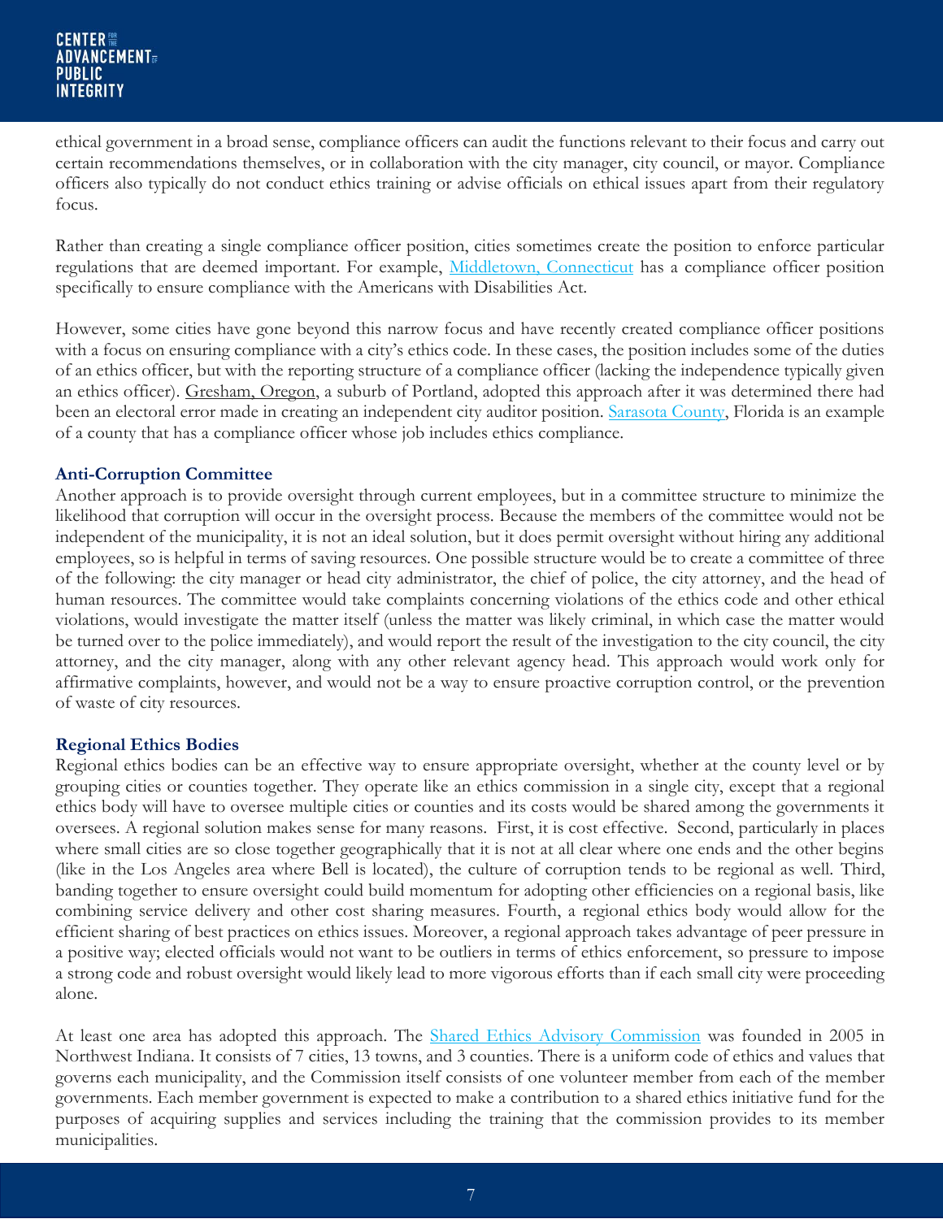ethical government in a broad sense, compliance officers can audit the functions relevant to their focus and carry out certain recommendations themselves, or in collaboration with the city manager, city council, or mayor. Compliance officers also typically do not conduct ethics training or advise officials on ethical issues apart from their regulatory focus.

Rather than creating a single compliance officer position, cities sometimes create the position to enforce particular regulations that are deemed important. For example, [Middletown, Connecticut]() has a compliance officer position specifically to ensure compliance with the Americans with Disabilities Act.

However, some cities have gone beyond this narrow focus and have recently created compliance officer positions with a focus on ensuring compliance with a city's ethics code. In these cases, the position includes some of the duties of an ethics officer, but with the reporting structure of a compliance officer (lacking the independence typically given an ethics officer). Gresham, Oregon, a suburb of Portland, adopted this approach after it was determined there had been an electoral error made in creating an independent city auditor position. [Sarasota County](), Florida is an example of a county that has a compliance officer whose job includes ethics compliance.

### Anti-Corruption Committee

Another approach is to provide oversight through current employees, but in a committee structure to minimize the likelihood that corruption will occur in the oversight process. Because the members of the committee would not be independent of the municipality, it is not an ideal solution, but it does permit oversight without hiring any additional employees, so is helpful in terms of saving resources. One possible structure would be to create a committee of three of the following: the city manager or head city administrator, the chief of police, the city attorney, and the head of human resources. The committee would take complaints concerning violations of the ethics code and other ethical violations, would investigate the matter itself (unless the matter was likely criminal, in which case the matter would be turned over to the police immediately), and would report the result of the investigation to the city council, the city attorney, and the city manager, along with any other relevant agency head. This approach would work only for affirmative complaints, however, and would not be a way to ensure proactive corruption control, or the prevention of waste of city resources.

### Regional Ethics Bodies

Regional ethics bodies can be an effective way to ensure appropriate oversight, whether at the county level or by grouping cities or counties together. They operate like an ethics commission in a single city, except that a regional ethics body will have to oversee multiple cities or counties and its costs would be shared among the governments it oversees. A regional solution makes sense for many reasons. First, it is cost effective. Second, particularly in places where small cities are so close together geographically that it is not at all clear where one ends and the other begins (like in the Los Angeles area where Bell is located), the culture of corruption tends to be regional as well. Third, banding together to ensure oversight could build momentum for adopting other efficiencies on a regional basis, like combining service delivery and other cost sharing measures. Fourth, a regional ethics body would allow for the efficient sharing of best practices on ethics issues. Moreover, a regional approach takes advantage of peer pressure in a positive way; elected officials would not want to be outliers in terms of ethics enforcement, so pressure to impose a strong code and robust oversight would likely lead to more vigorous efforts than if each small city were proceeding alone.

At least one area has adopted this approach. The [Shared Ethics Advisory Commission]() was founded in 2005 in Northwest Indiana. It consists of 7 cities, 13 towns, and 3 counties. There is a uniform code of ethics and values that governs each municipality, and the Commission itself consists of one volunteer member from each of the member governments. Each member government is expected to make a contribution to a shared ethics initiative fund for the purposes of acquiring supplies and services including the training that the commission provides to its member municipalities.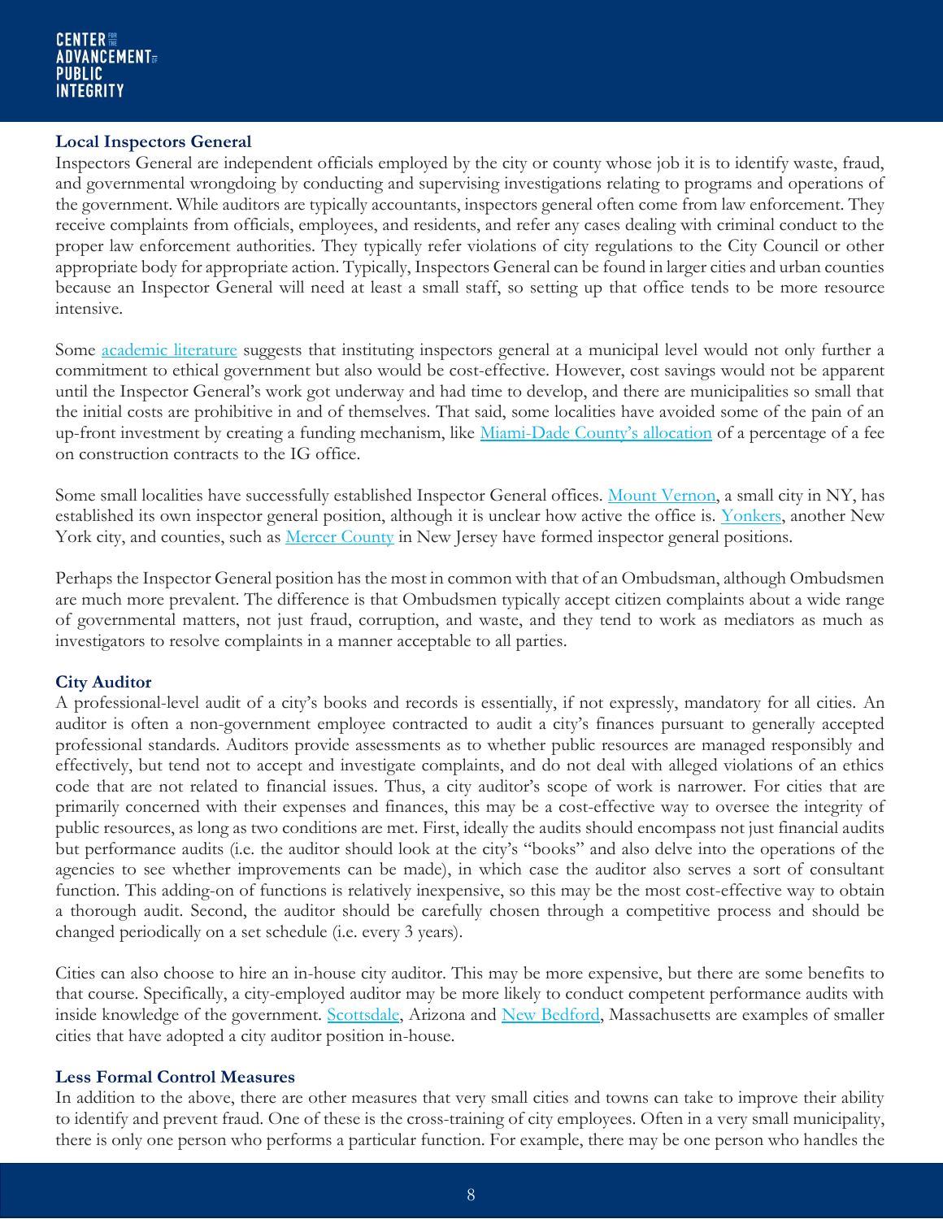### Local Inspectors General

Inspectors General are independent officials employed by the city or county whose job it is to identify waste, fraud, and governmental wrongdoing by conducting and supervising investigations relating to programs and operations of the government. While auditors are typically accountants, inspectors general often come from law enforcement. They receive complaints from officials, employees, and residents, and refer any cases dealing with criminal conduct to the proper law enforcement authorities. They typically refer violations of city regulations to the City Council or other appropriate body for appropriate action. Typically, Inspectors General can be found in larger cities and urban counties because an Inspector General will need at least a small staff, so setting up that office tends to be more resource intensive.

Some academic literature suggests that instituting inspectors general at a municipal level would not only further a commitment to ethical government but also would be cost-effective. However, cost savings would not be apparent until the Inspector General's work got underway and had time to develop, and there are municipalities so small that the initial costs are prohibitive in and of themselves. That said, some localities have avoided some of the pain of an up-front investment by creating a funding mechanism, like Miami-Dade County's allocation of a percentage of a fee on construction contracts to the IG office.

Some small localities have successfully established Inspector General offices. Mount Vernon, a small city in NY, has established its own inspector general position, although it is unclear how active the office is. Yonkers, another New York city, and counties, such as Mercer County in New Jersey have formed inspector general positions.

Perhaps the Inspector General position has the most in common with that of an Ombudsman, although Ombudsmen are much more prevalent. The difference is that Ombudsmen typically accept citizen complaints about a wide range of governmental matters, not just fraud, corruption, and waste, and they tend to work as mediators as much as investigators to resolve complaints in a manner acceptable to all parties.

### City Auditor

A professional-level audit of a city's books and records is essentially, if not expressly, mandatory for all cities. An auditor is often a non-government employee contracted to audit a city's finances pursuant to generally accepted professional standards. Auditors provide assessments as to whether public resources are managed responsibly and effectively, but tend not to accept and investigate complaints, and do not deal with alleged violations of an ethics code that are not related to financial issues. Thus, a city auditor's scope of work is narrower. For cities that are primarily concerned with their expenses and finances, this may be a cost-effective way to oversee the integrity of public resources, as long as two conditions are met. First, ideally the audits should encompass not just financial audits but performance audits (i.e. the auditor should look at the city's "books" and also delve into the operations of the agencies to see whether improvements can be made), in which case the auditor also serves a sort of consultant function. This adding-on of functions is relatively inexpensive, so this may be the most cost-effective way to obtain a thorough audit. Second, the auditor should be carefully chosen through a competitive process and should be changed periodically on a set schedule (i.e. every 3 years).

Cities can also choose to hire an in-house city auditor. This may be more expensive, but there are some benefits to that course. Specifically, a city-employed auditor may be more likely to conduct competent performance audits with inside knowledge of the government. Scottsdale, Arizona and New Bedford, Massachusetts are examples of smaller cities that have adopted a city auditor position in-house.

### Less Formal Control Measures

In addition to the above, there are other measures that very small cities and towns can take to improve their ability to identify and prevent fraud. One of these is the cross-training of city employees. Often in a very small municipality, there is only one person who performs a particular function. For example, there may be one person who handles the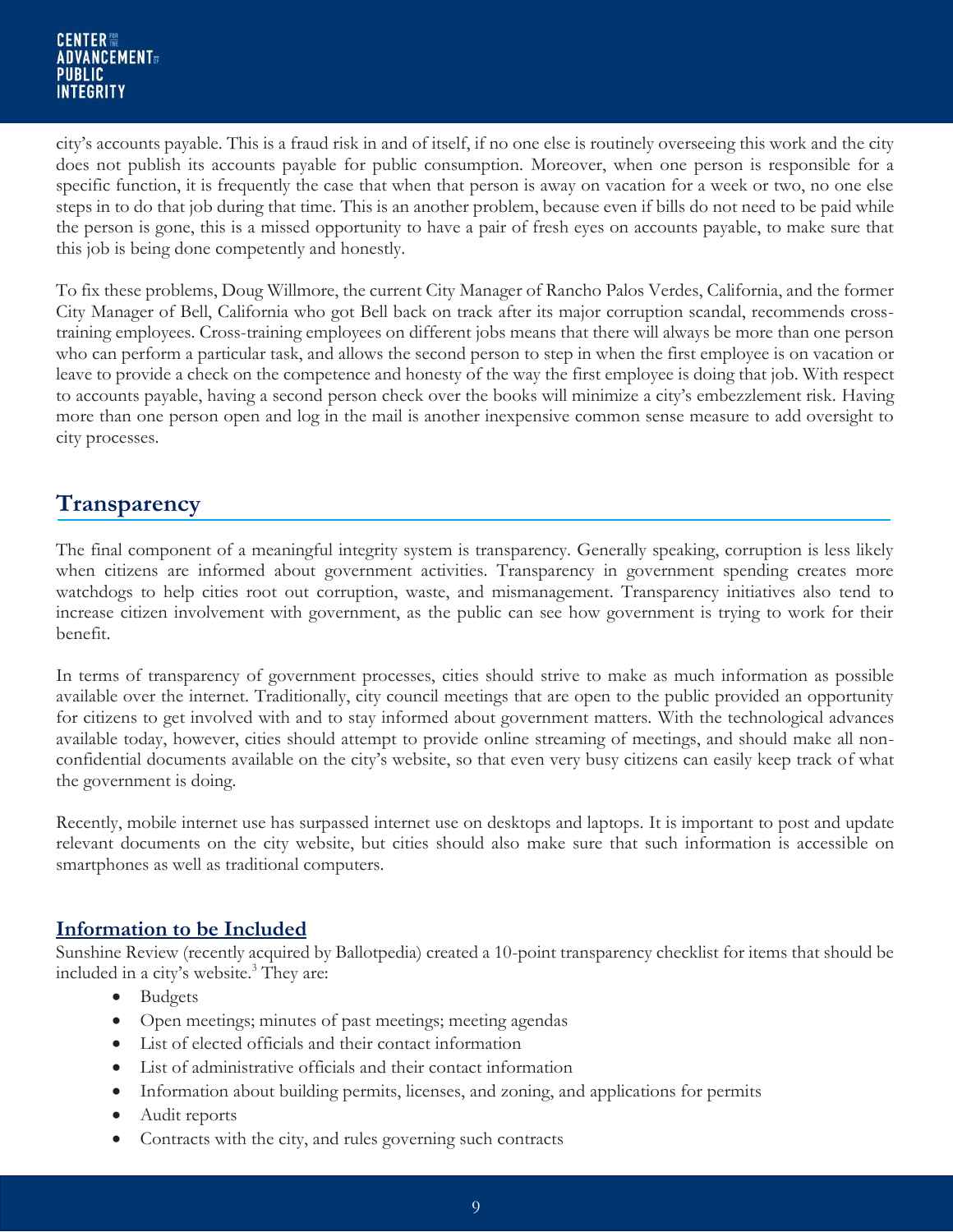city's accounts payable. This is a fraud risk in and of itself, if no one else is routinely overseeing this work and the city does not publish its accounts payable for public consumption. Moreover, when one person is responsible for a specific function, it is frequently the case that when that person is away on vacation for a week or two, no one else steps in to do that job during that time. This is an another problem, because even if bills do not need to be paid while the person is gone, this is a missed opportunity to have a pair of fresh eyes on accounts payable, to make sure that this job is being done competently and honestly.

To fix these problems, Doug Willmore, the current City Manager of Rancho Palos Verdes, California, and the former City Manager of Bell, California who got Bell back on track after its major corruption scandal, recommends cross-training employees. Cross-training employees on different jobs means that there will always be more than one person who can perform a particular task, and allows the second person to step in when the first employee is on vacation or leave to provide a check on the competence and honesty of the way the first employee is doing that job. With respect to accounts payable, having a second person check over the books will minimize a city's embezzlement risk. Having more than one person open and log in the mail is another inexpensive common sense measure to add oversight to city processes.

## Transparency

The final component of a meaningful integrity system is transparency. Generally speaking, corruption is less likely when citizens are informed about government activities. Transparency in government spending creates more watchdogs to help cities root out corruption, waste, and mismanagement. Transparency initiatives also tend to increase citizen involvement with government, as the public can see how government is trying to work for their benefit.

In terms of transparency of government processes, cities should strive to make as much information as possible available over the internet. Traditionally, city council meetings that are open to the public provided an opportunity for citizens to get involved with and to stay informed about government matters. With the technological advances available today, however, cities should attempt to provide online streaming of meetings, and should make all non-confidential documents available on the city's website, so that even very busy citizens can easily keep track of what the government is doing.

Recently, mobile internet use has surpassed internet use on desktops and laptops. It is important to post and update relevant documents on the city website, but cities should also make sure that such information is accessible on smartphones as well as traditional computers.

### Information to be Included

Sunshine Review (recently acquired by Ballotpedia) created a 10-point transparency checklist for items that should be included in a city's website.[3] They are:

- Budgets
- Open meetings; minutes of past meetings; meeting agendas
- List of elected officials and their contact information
- List of administrative officials and their contact information
- Information about building permits, licenses, and zoning, and applications for permits
- Audit reports
- Contracts with the city, and rules governing such contracts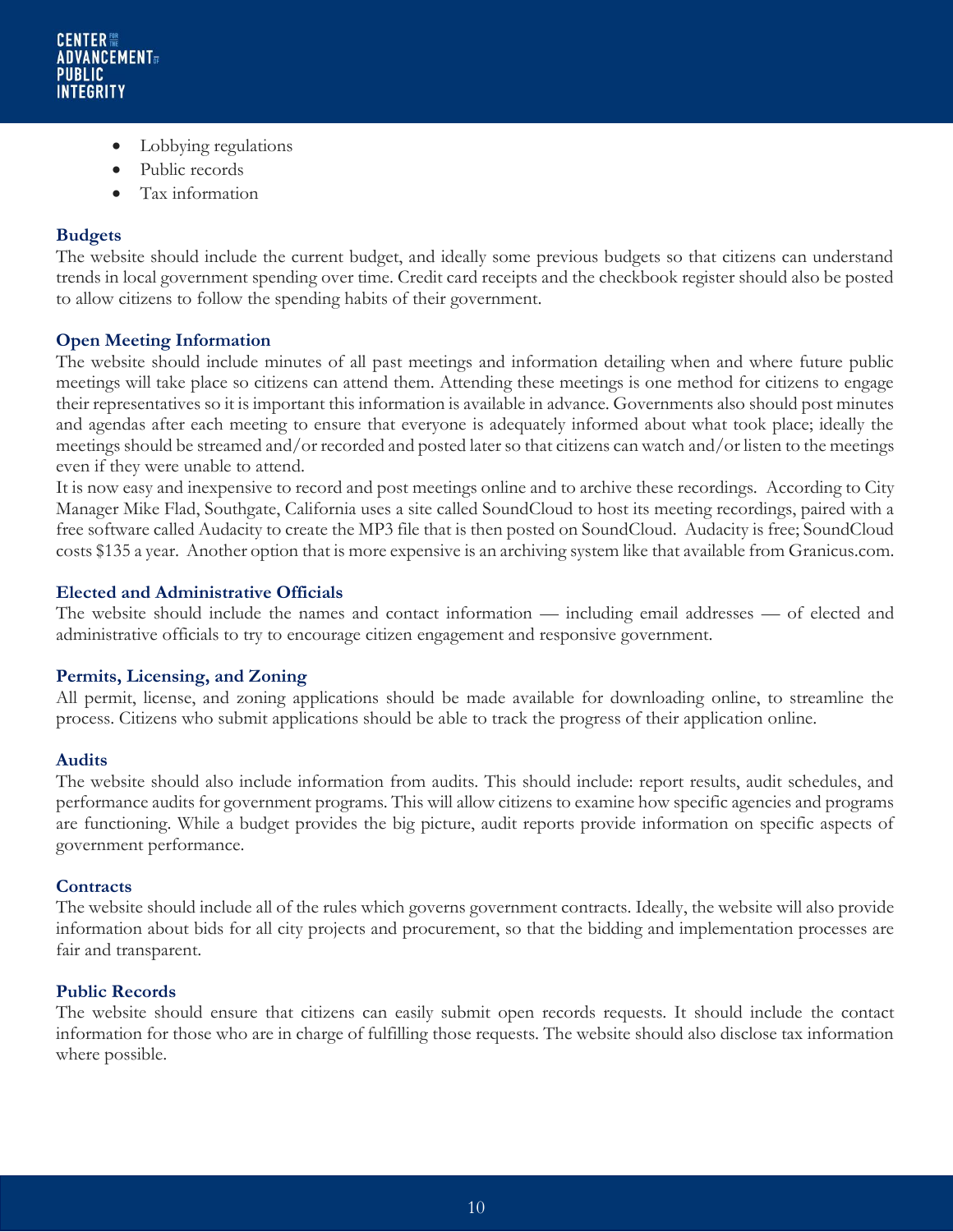- Lobbying regulations
- Public records
- Tax information

### Budgets

The website should include the current budget, and ideally some previous budgets so that citizens can understand trends in local government spending over time. Credit card receipts and the checkbook register should also be posted to allow citizens to follow the spending habits of their government.

### Open Meeting Information

The website should include minutes of all past meetings and information detailing when and where future public meetings will take place so citizens can attend them. Attending these meetings is one method for citizens to engage their representatives so it is important this information is available in advance. Governments also should post minutes and agendas after each meeting to ensure that everyone is adequately informed about what took place; ideally the meetings should be streamed and/or recorded and posted later so that citizens can watch and/or listen to the meetings even if they were unable to attend.

It is now easy and inexpensive to record and post meetings online and to archive these recordings. According to City Manager Mike Flad, Southgate, California uses a site called SoundCloud to host its meeting recordings, paired with a free software called Audacity to create the MP3 file that is then posted on SoundCloud. Audacity is free; SoundCloud costs $135 a year. Another option that is more expensive is an archiving system like that available from Granicus.com.

### Elected and Administrative Officials

The website should include the names and contact information — including email addresses — of elected and administrative officials to try to encourage citizen engagement and responsive government.

### Permits, Licensing, and Zoning

All permit, license, and zoning applications should be made available for downloading online, to streamline the process. Citizens who submit applications should be able to track the progress of their application online.

### Audits

The website should also include information from audits. This should include: report results, audit schedules, and performance audits for government programs. This will allow citizens to examine how specific agencies and programs are functioning. While a budget provides the big picture, audit reports provide information on specific aspects of government performance.

### Contracts

The website should include all of the rules which governs government contracts. Ideally, the website will also provide information about bids for all city projects and procurement, so that the bidding and implementation processes are fair and transparent.

### Public Records

The website should ensure that citizens can easily submit open records requests. It should include the contact information for those who are in charge of fulfilling those requests. The website should also disclose tax information where possible.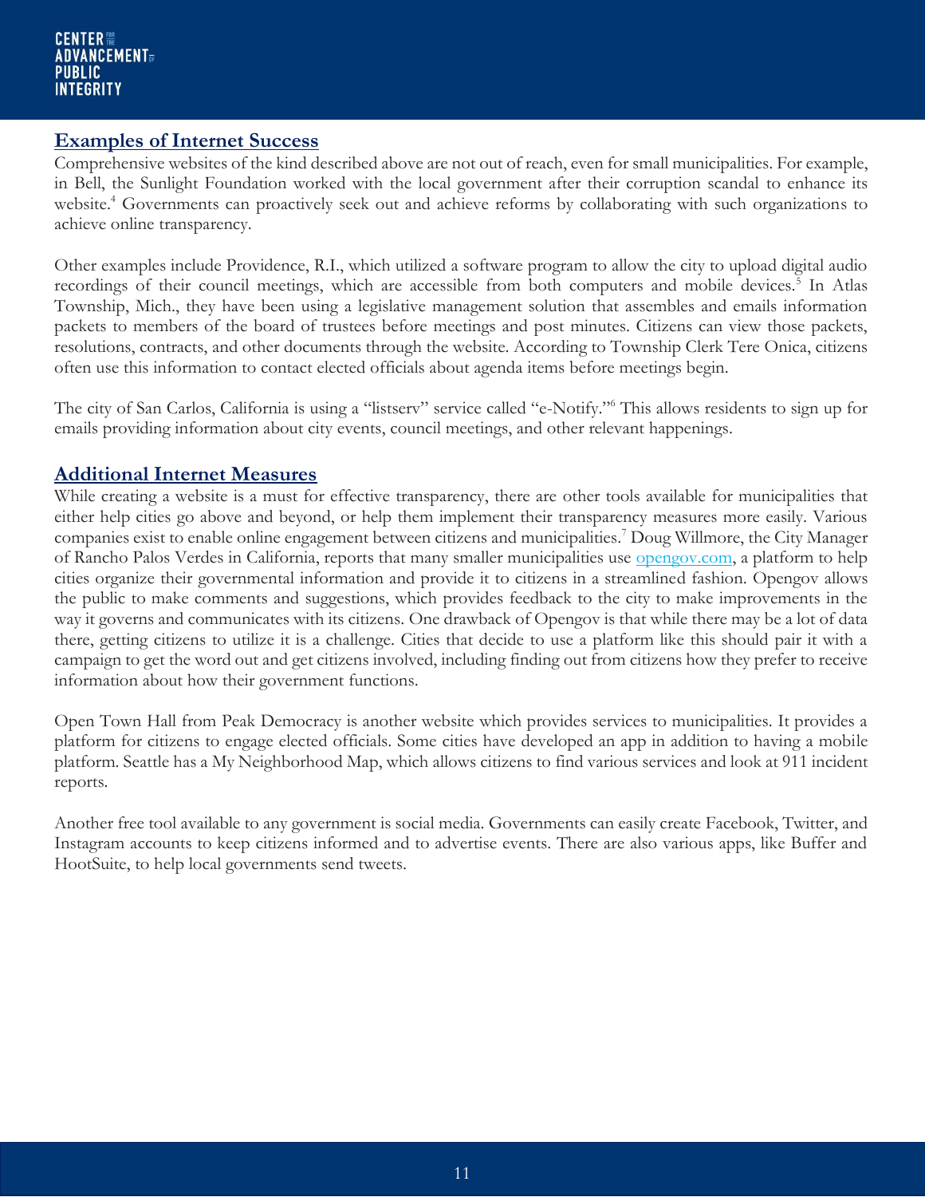## Examples of Internet Success

Comprehensive websites of the kind described above are not out of reach, even for small municipalities. For example, in Bell, the Sunlight Foundation worked with the local government after their corruption scandal to enhance its website.[4] Governments can proactively seek out and achieve reforms by collaborating with such organizations to achieve online transparency.

Other examples include Providence, R.I., which utilized a software program to allow the city to upload digital audio recordings of their council meetings, which are accessible from both computers and mobile devices.[5] In Atlas Township, Mich., they have been using a legislative management solution that assembles and emails information packets to members of the board of trustees before meetings and post minutes. Citizens can view those packets, resolutions, contracts, and other documents through the website. According to Township Clerk Tere Onica, citizens often use this information to contact elected officials about agenda items before meetings begin.

The city of San Carlos, California is using a "listserv" service called "e-Notify."[6] This allows residents to sign up for emails providing information about city events, council meetings, and other relevant happenings.

## Additional Internet Measures

While creating a website is a must for effective transparency, there are other tools available for municipalities that either help cities go above and beyond, or help them implement their transparency measures more easily. Various companies exist to enable online engagement between citizens and municipalities.[7] Doug Willmore, the City Manager of Rancho Palos Verdes in California, reports that many smaller municipalities use [opengov.com](opengov.com), a platform to help cities organize their governmental information and provide it to citizens in a streamlined fashion. Opengov allows the public to make comments and suggestions, which provides feedback to the city to make improvements in the way it governs and communicates with its citizens. One drawback of Opengov is that while there may be a lot of data there, getting citizens to utilize it is a challenge. Cities that decide to use a platform like this should pair it with a campaign to get the word out and get citizens involved, including finding out from citizens how they prefer to receive information about how their government functions.

Open Town Hall from Peak Democracy is another website which provides services to municipalities. It provides a platform for citizens to engage elected officials. Some cities have developed an app in addition to having a mobile platform. Seattle has a My Neighborhood Map, which allows citizens to find various services and look at 911 incident reports.

Another free tool available to any government is social media. Governments can easily create Facebook, Twitter, and Instagram accounts to keep citizens informed and to advertise events. There are also various apps, like Buffer and HootSuite, to help local governments send tweets.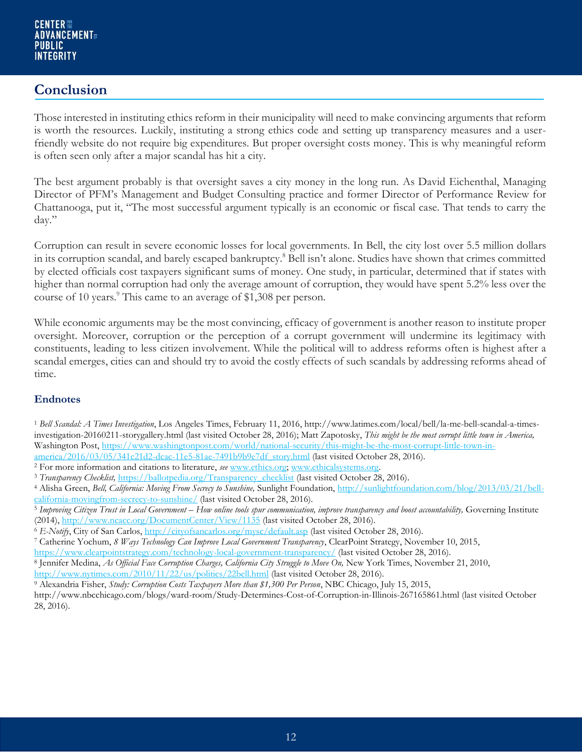## Conclusion

Those interested in instituting ethics reform in their municipality will need to make convincing arguments that reform is worth the resources. Luckily, instituting a strong ethics code and setting up transparency measures and a user-friendly website do not require big expenditures. But proper oversight costs money. This is why meaningful reform is often seen only after a major scandal has hit a city.

The best argument probably is that oversight saves a city money in the long run. As David Eichenthal, Managing Director of PFM's Management and Budget Consulting practice and former Director of Performance Review for Chattanooga, put it, "The most successful argument typically is an economic or fiscal case. That tends to carry the day."

Corruption can result in severe economic losses for local governments. In Bell, the city lost over 5.5 million dollars in its corruption scandal, and barely escaped bankruptcy.[8] Bell isn't alone. Studies have shown that crimes committed by elected officials cost taxpayers significant sums of money. One study, in particular, determined that if states with higher than normal corruption had only the average amount of corruption, they would have spent 5.2% less over the course of 10 years.[9] This came to an average of $1,308 per person.

While economic arguments may be the most convincing, efficacy of government is another reason to institute proper oversight. Moreover, corruption or the perception of a corrupt government will undermine its legitimacy with constituents, leading to less citizen involvement. While the political will to address reforms often is highest after a scandal emerges, cities can and should try to avoid the costly effects of such scandals by addressing reforms ahead of time.

### Endnotes

[1] *Bell Scandal: A Times Investigation*, Los Angeles Times, February 11, 2016, http://www.latimes.com/local/bell/la-me-bell-scandal-a-times-investigation-20160211-storygallery.html (last visited October 28, 2016); Matt Zapotosky, *This might be the most corrupt little town in America,* Washington Post, https://www.washingtonpost.com/world/national-security/this-might-be-the-most-corrupt-little-town-in-america/2016/03/05/341c21d2-dcac-11e5-81ae-7491b9b9e7df_story.html (last visited October 28, 2016).

[2] For more information and citations to literature, *see* www.ethics.org; www.ethicalsystems.org.

[3] *Transparency Checklist,* https://ballotpedia.org/Transparency_checklist (last visited October 28, 2016).

[4] Alisha Green, *Bell, California: Moving From Secrecy to Sunshine,* Sunlight Foundation, http://sunlightfoundation.com/blog/2013/03/21/bell-california-movingfrom-secrecy-to-sunshine/ (last visited October 28, 2016).

[5] *Improving Citizen Trust in Local Government – How online tools spur communication, improve transparency and boost accountability,* Governing Institute (2014), http://www.ncacc.org/DocumentCenter/View/1135 (last visited October 28, 2016).

[6] *E-Notify*, City of San Carlos, http://cityofsancarlos.org/mysc/default.asp (last visited October 28, 2016).

[7] Catherine Yochum, *8 Ways Technology Can Improve Local Government Transparency*, ClearPoint Strategy, November 10, 2015, https://www.clearpointstrategy.com/technology-local-government-transparency/ (last visited October 28, 2016).

[8] Jennifer Medina, *As Official Face Corruption Charges, California City Struggle to Move On,* New York Times, November 21, 2010, http://www.nytimes.com/2010/11/22/us/politics/22bell.html (last visited October 28, 2016).

[9] Alexandria Fisher, *Study: Corruption Costs Taxpayers More than $1,300 Per Person*, NBC Chicago, July 15, 2015, http://www.nbcchicago.com/blogs/ward-room/Study-Determines-Cost-of-Corruption-in-Illinois-267165861.html (last visited October 28, 2016).